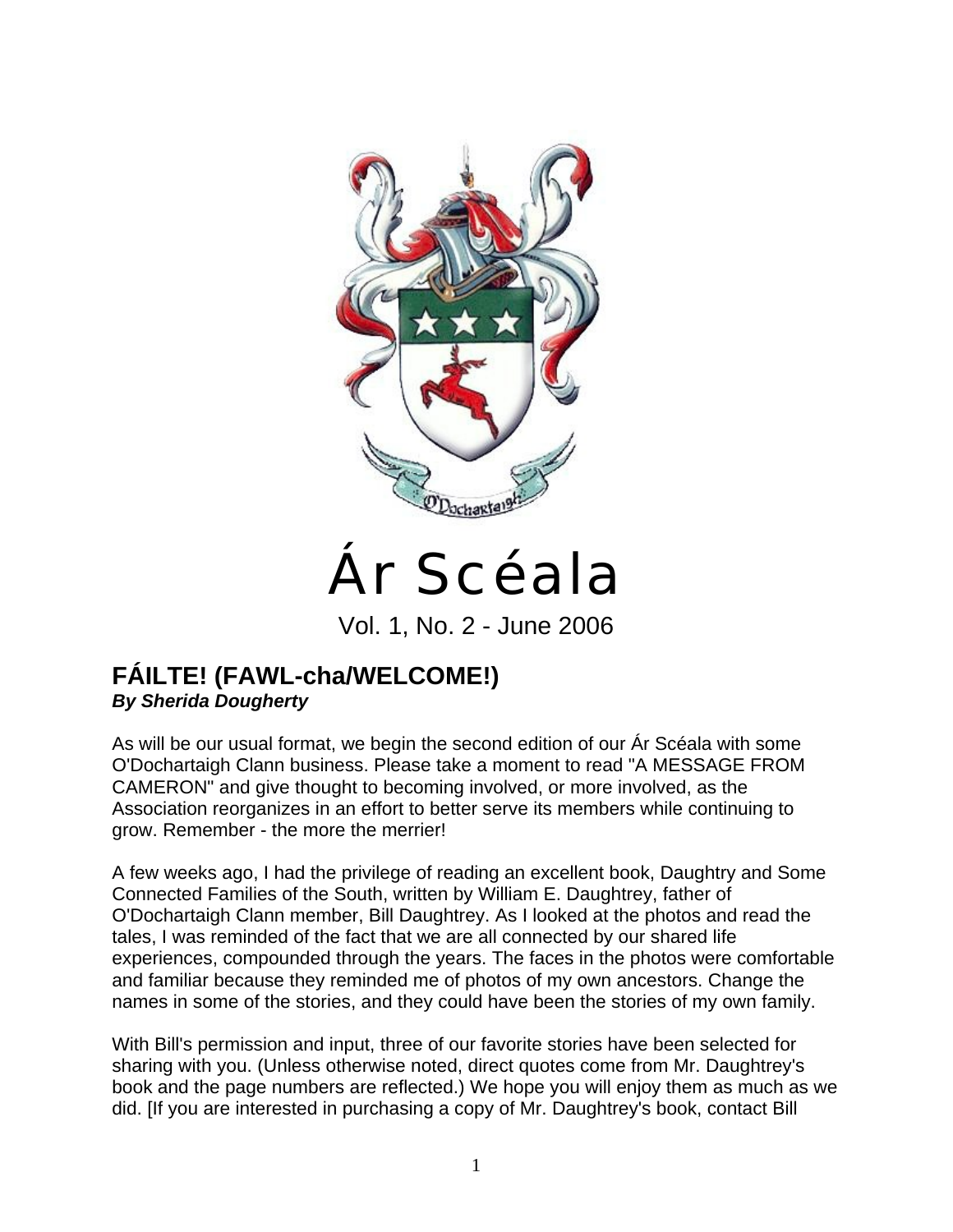# Ár Scéala

Vol. 1, No. 2 - June 2006

## FÁILTE! (FAWL-cha/WELCOME!)

***By Sherida Dougherty***

As will be our usual format, we begin the second edition of our Ár Scéala with some O'Dochartaigh Clann business. Please take a moment to read "A MESSAGE FROM CAMERON" and give thought to becoming involved, or more involved, as the Association reorganizes in an effort to better serve its members while continuing to grow. Remember - the more the merrier!

A few weeks ago, I had the privilege of reading an excellent book, Daughtry and Some Connected Families of the South, written by William E. Daughtrey, father of O'Dochartaigh Clann member, Bill Daughtrey. As I looked at the photos and read the tales, I was reminded of the fact that we are all connected by our shared life experiences, compounded through the years. The faces in the photos were comfortable and familiar because they reminded me of photos of my own ancestors. Change the names in some of the stories, and they could have been the stories of my own family.

With Bill's permission and input, three of our favorite stories have been selected for sharing with you. (Unless otherwise noted, direct quotes come from Mr. Daughtrey's book and the page numbers are reflected.) We hope you will enjoy them as much as we did. [If you are interested in purchasing a copy of Mr. Daughtrey's book, contact Bill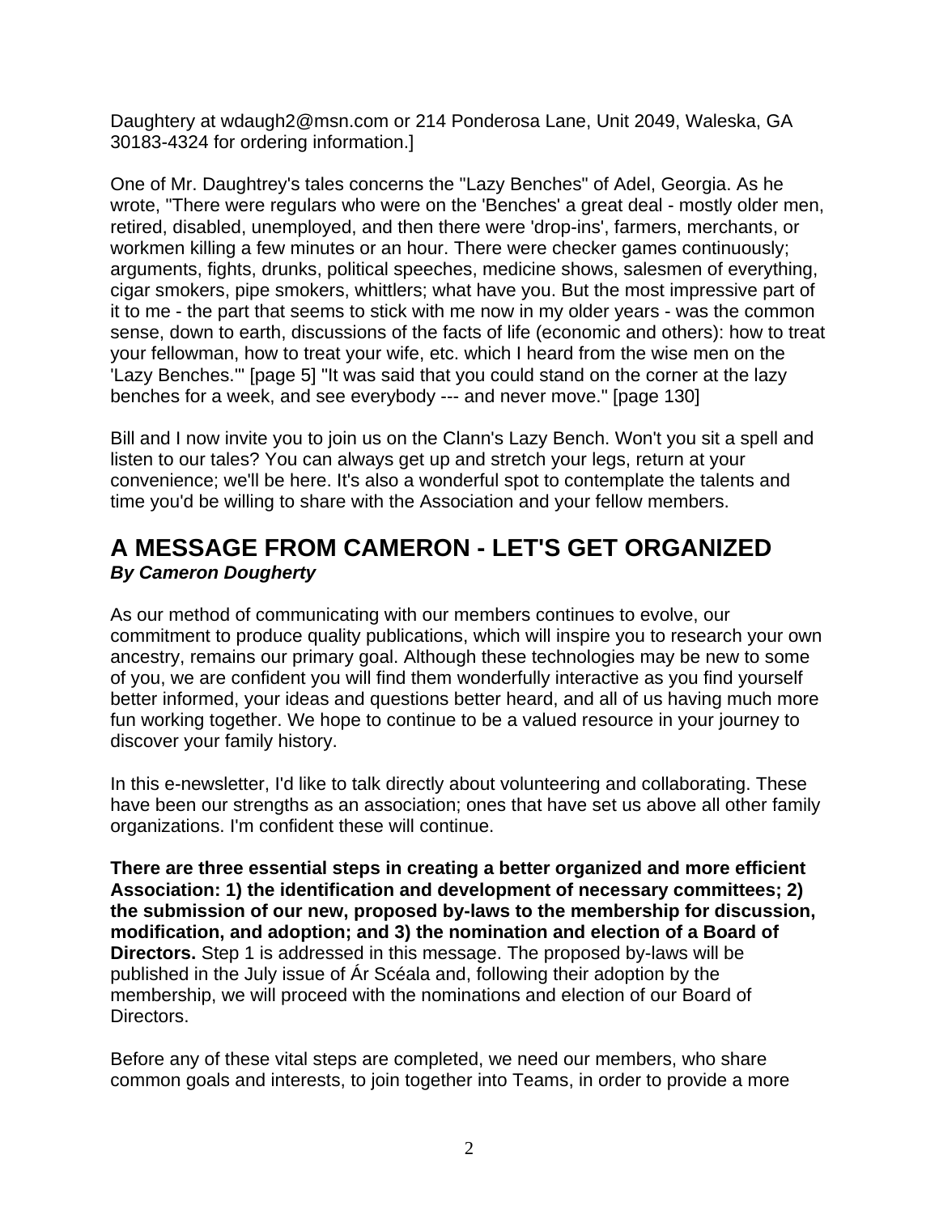Daughtery at wdaugh2@msn.com or 214 Ponderosa Lane, Unit 2049, Waleska, GA 30183-4324 for ordering information.]

One of Mr. Daughtrey's tales concerns the "Lazy Benches" of Adel, Georgia. As he wrote, "There were regulars who were on the 'Benches' a great deal - mostly older men, retired, disabled, unemployed, and then there were 'drop-ins', farmers, merchants, or workmen killing a few minutes or an hour. There were checker games continuously; arguments, fights, drunks, political speeches, medicine shows, salesmen of everything, cigar smokers, pipe smokers, whittlers; what have you. But the most impressive part of it to me - the part that seems to stick with me now in my older years - was the common sense, down to earth, discussions of the facts of life (economic and others): how to treat your fellowman, how to treat your wife, etc. which I heard from the wise men on the 'Lazy Benches.'" [page 5] "It was said that you could stand on the corner at the lazy benches for a week, and see everybody --- and never move." [page 130]

Bill and I now invite you to join us on the Clann's Lazy Bench. Won't you sit a spell and listen to our tales? You can always get up and stretch your legs, return at your convenience; we'll be here. It's also a wonderful spot to contemplate the talents and time you'd be willing to share with the Association and your fellow members.

## A MESSAGE FROM CAMERON - LET'S GET ORGANIZED

***By Cameron Dougherty***

As our method of communicating with our members continues to evolve, our commitment to produce quality publications, which will inspire you to research your own ancestry, remains our primary goal. Although these technologies may be new to some of you, we are confident you will find them wonderfully interactive as you find yourself better informed, your ideas and questions better heard, and all of us having much more fun working together. We hope to continue to be a valued resource in your journey to discover your family history.

In this e-newsletter, I'd like to talk directly about volunteering and collaborating. These have been our strengths as an association; ones that have set us above all other family organizations. I'm confident these will continue.

**There are three essential steps in creating a better organized and more efficient Association: 1) the identification and development of necessary committees; 2) the submission of our new, proposed by-laws to the membership for discussion, modification, and adoption; and 3) the nomination and election of a Board of Directors.** Step 1 is addressed in this message. The proposed by-laws will be published in the July issue of Ár Scéala and, following their adoption by the membership, we will proceed with the nominations and election of our Board of Directors.

Before any of these vital steps are completed, we need our members, who share common goals and interests, to join together into Teams, in order to provide a more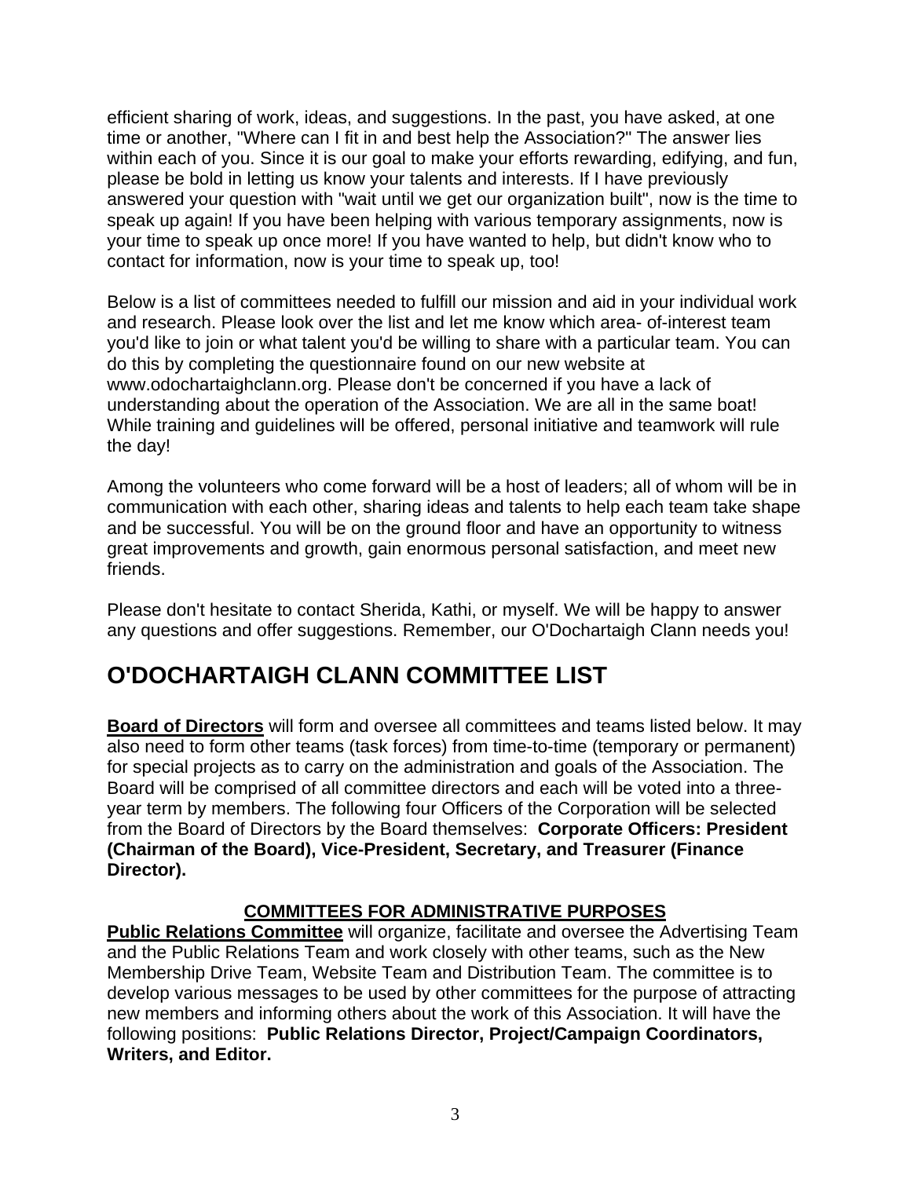efficient sharing of work, ideas, and suggestions. In the past, you have asked, at one time or another, "Where can I fit in and best help the Association?" The answer lies within each of you. Since it is our goal to make your efforts rewarding, edifying, and fun, please be bold in letting us know your talents and interests. If I have previously answered your question with "wait until we get our organization built", now is the time to speak up again! If you have been helping with various temporary assignments, now is your time to speak up once more! If you have wanted to help, but didn't know who to contact for information, now is your time to speak up, too!

Below is a list of committees needed to fulfill our mission and aid in your individual work and research. Please look over the list and let me know which area- of-interest team you'd like to join or what talent you'd be willing to share with a particular team. You can do this by completing the questionnaire found on our new website at www.odochartaighclann.org. Please don't be concerned if you have a lack of understanding about the operation of the Association. We are all in the same boat! While training and guidelines will be offered, personal initiative and teamwork will rule the day!

Among the volunteers who come forward will be a host of leaders; all of whom will be in communication with each other, sharing ideas and talents to help each team take shape and be successful. You will be on the ground floor and have an opportunity to witness great improvements and growth, gain enormous personal satisfaction, and meet new friends.

Please don't hesitate to contact Sherida, Kathi, or myself. We will be happy to answer any questions and offer suggestions. Remember, our O'Dochartaigh Clann needs you!

## O'DOCHARTAIGH CLANN COMMITTEE LIST

**Board of Directors** will form and oversee all committees and teams listed below. It may also need to form other teams (task forces) from time-to-time (temporary or permanent) for special projects as to carry on the administration and goals of the Association. The Board will be comprised of all committee directors and each will be voted into a three-year term by members. The following four Officers of the Corporation will be selected from the Board of Directors by the Board themselves: **Corporate Officers: President (Chairman of the Board), Vice-President, Secretary, and Treasurer (Finance Director).**

### COMMITTEES FOR ADMINISTRATIVE PURPOSES

**Public Relations Committee** will organize, facilitate and oversee the Advertising Team and the Public Relations Team and work closely with other teams, such as the New Membership Drive Team, Website Team and Distribution Team. The committee is to develop various messages to be used by other committees for the purpose of attracting new members and informing others about the work of this Association. It will have the following positions: **Public Relations Director, Project/Campaign Coordinators, Writers, and Editor.**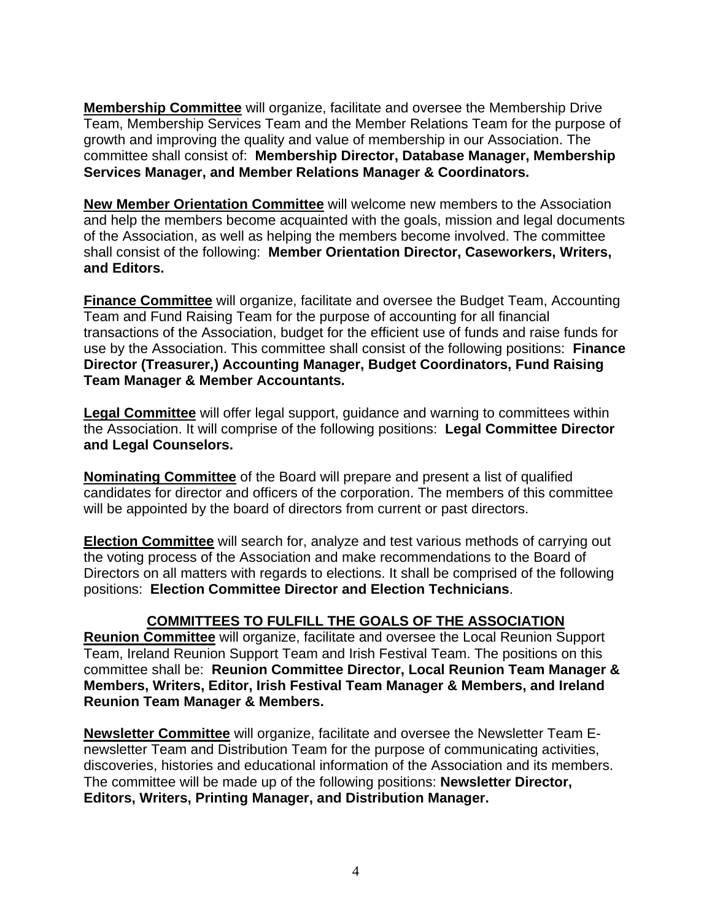**<u>Membership Committee</u>** will organize, facilitate and oversee the Membership Drive Team, Membership Services Team and the Member Relations Team for the purpose of growth and improving the quality and value of membership in our Association. The committee shall consist of: **Membership Director, Database Manager, Membership Services Manager, and Member Relations Manager & Coordinators.**

**<u>New Member Orientation Committee</u>** will welcome new members to the Association and help the members become acquainted with the goals, mission and legal documents of the Association, as well as helping the members become involved. The committee shall consist of the following: **Member Orientation Director, Caseworkers, Writers, and Editors.**

**<u>Finance Committee</u>** will organize, facilitate and oversee the Budget Team, Accounting Team and Fund Raising Team for the purpose of accounting for all financial transactions of the Association, budget for the efficient use of funds and raise funds for use by the Association. This committee shall consist of the following positions: **Finance Director (Treasurer,) Accounting Manager, Budget Coordinators, Fund Raising Team Manager & Member Accountants.**

**<u>Legal Committee</u>** will offer legal support, guidance and warning to committees within the Association. It will comprise of the following positions: **Legal Committee Director and Legal Counselors.**

**<u>Nominating Committee</u>** of the Board will prepare and present a list of qualified candidates for director and officers of the corporation. The members of this committee will be appointed by the board of directors from current or past directors.

**<u>Election Committee</u>** will search for, analyze and test various methods of carrying out the voting process of the Association and make recommendations to the Board of Directors on all matters with regards to elections. It shall be comprised of the following positions: **Election Committee Director and Election Technicians**.

## <u>COMMITTEES TO FULFILL THE GOALS OF THE ASSOCIATION</u>

**<u>Reunion Committee</u>** will organize, facilitate and oversee the Local Reunion Support Team, Ireland Reunion Support Team and Irish Festival Team. The positions on this committee shall be: **Reunion Committee Director, Local Reunion Team Manager & Members, Writers, Editor, Irish Festival Team Manager & Members, and Ireland Reunion Team Manager & Members.**

**<u>Newsletter Committee</u>** will organize, facilitate and oversee the Newsletter Team E-newsletter Team and Distribution Team for the purpose of communicating activities, discoveries, histories and educational information of the Association and its members. The committee will be made up of the following positions: **Newsletter Director, Editors, Writers, Printing Manager, and Distribution Manager.**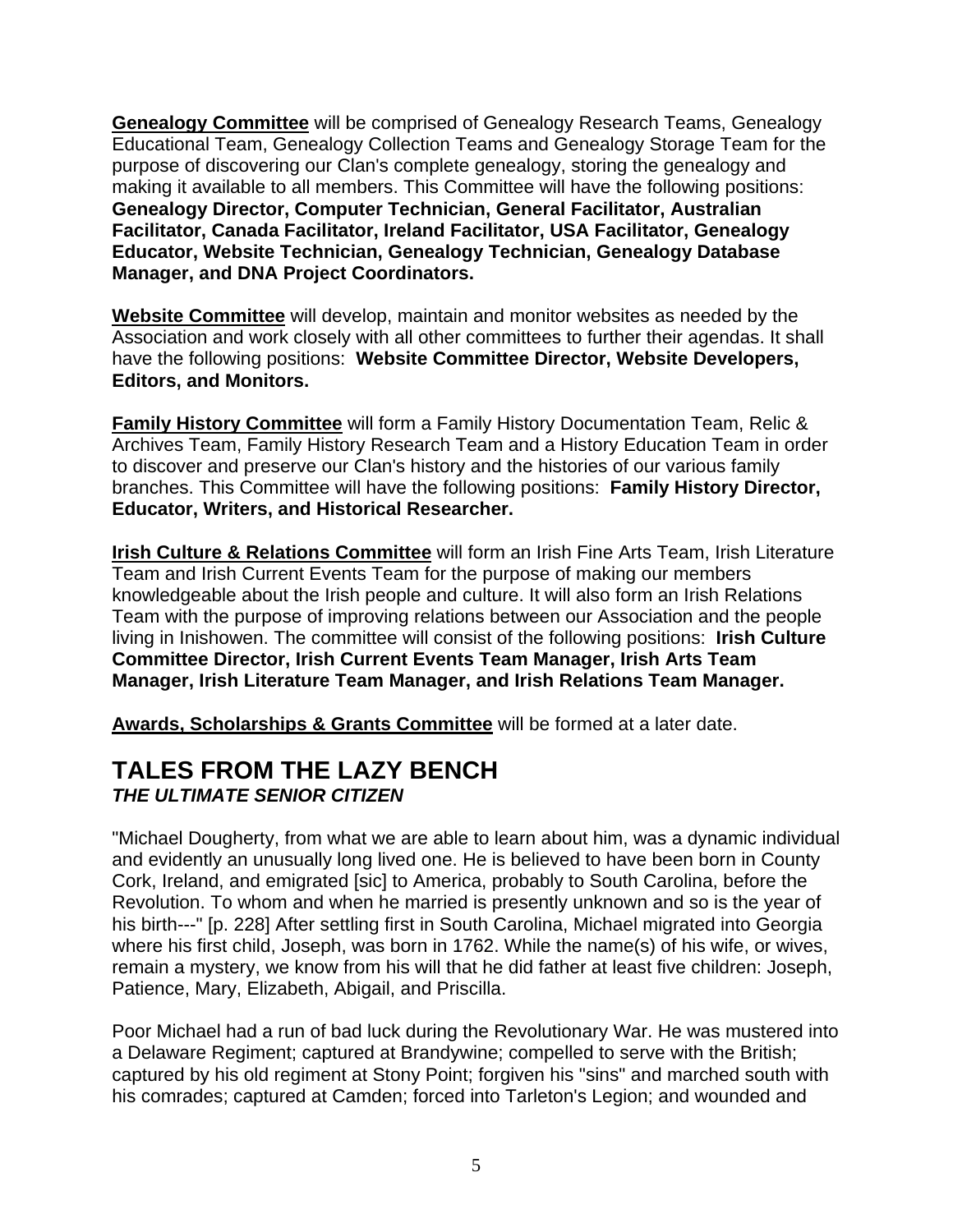**<u>Genealogy Committee</u>** will be comprised of Genealogy Research Teams, Genealogy Educational Team, Genealogy Collection Teams and Genealogy Storage Team for the purpose of discovering our Clan's complete genealogy, storing the genealogy and making it available to all members. This Committee will have the following positions: **Genealogy Director, Computer Technician, General Facilitator, Australian Facilitator, Canada Facilitator, Ireland Facilitator, USA Facilitator, Genealogy Educator, Website Technician, Genealogy Technician, Genealogy Database Manager, and DNA Project Coordinators.**

**<u>Website Committee</u>** will develop, maintain and monitor websites as needed by the Association and work closely with all other committees to further their agendas. It shall have the following positions: **Website Committee Director, Website Developers, Editors, and Monitors.**

**<u>Family History Committee</u>** will form a Family History Documentation Team, Relic & Archives Team, Family History Research Team and a History Education Team in order to discover and preserve our Clan's history and the histories of our various family branches. This Committee will have the following positions: **Family History Director, Educator, Writers, and Historical Researcher.**

**<u>Irish Culture & Relations Committee</u>** will form an Irish Fine Arts Team, Irish Literature Team and Irish Current Events Team for the purpose of making our members knowledgeable about the Irish people and culture. It will also form an Irish Relations Team with the purpose of improving relations between our Association and the people living in Inishowen. The committee will consist of the following positions: **Irish Culture Committee Director, Irish Current Events Team Manager, Irish Arts Team Manager, Irish Literature Team Manager, and Irish Relations Team Manager.**

**<u>Awards, Scholarships & Grants Committee</u>** will be formed at a later date.

## TALES FROM THE LAZY BENCH

***THE ULTIMATE SENIOR CITIZEN***

"Michael Dougherty, from what we are able to learn about him, was a dynamic individual and evidently an unusually long lived one. He is believed to have been born in County Cork, Ireland, and emigrated [sic] to America, probably to South Carolina, before the Revolution. To whom and when he married is presently unknown and so is the year of his birth---" [p. 228] After settling first in South Carolina, Michael migrated into Georgia where his first child, Joseph, was born in 1762. While the name(s) of his wife, or wives, remain a mystery, we know from his will that he did father at least five children: Joseph, Patience, Mary, Elizabeth, Abigail, and Priscilla.

Poor Michael had a run of bad luck during the Revolutionary War. He was mustered into a Delaware Regiment; captured at Brandywine; compelled to serve with the British; captured by his old regiment at Stony Point; forgiven his "sins" and marched south with his comrades; captured at Camden; forced into Tarleton's Legion; and wounded and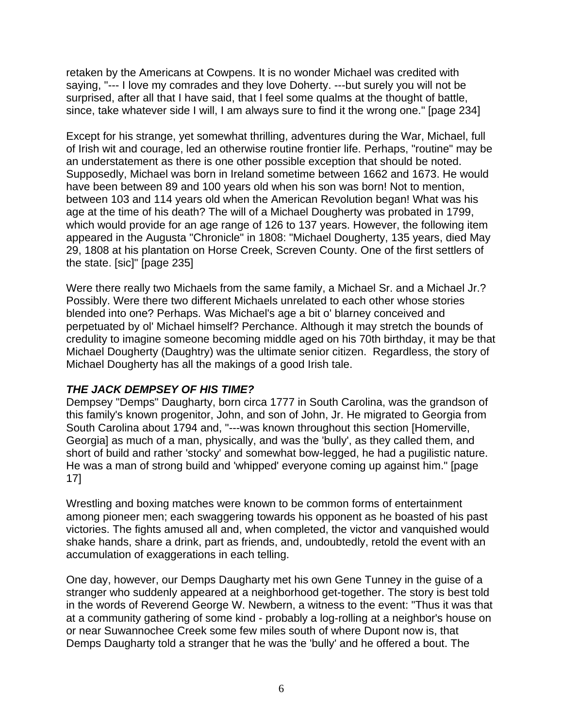retaken by the Americans at Cowpens. It is no wonder Michael was credited with saying, "--- I love my comrades and they love Doherty. ---but surely you will not be surprised, after all that I have said, that I feel some qualms at the thought of battle, since, take whatever side I will, I am always sure to find it the wrong one." [page 234]

Except for his strange, yet somewhat thrilling, adventures during the War, Michael, full of Irish wit and courage, led an otherwise routine frontier life. Perhaps, "routine" may be an understatement as there is one other possible exception that should be noted. Supposedly, Michael was born in Ireland sometime between 1662 and 1673. He would have been between 89 and 100 years old when his son was born! Not to mention, between 103 and 114 years old when the American Revolution began! What was his age at the time of his death? The will of a Michael Dougherty was probated in 1799, which would provide for an age range of 126 to 137 years. However, the following item appeared in the Augusta "Chronicle" in 1808: "Michael Dougherty, 135 years, died May 29, 1808 at his plantation on Horse Creek, Screven County. One of the first settlers of the state. [sic]" [page 235]

Were there really two Michaels from the same family, a Michael Sr. and a Michael Jr.? Possibly. Were there two different Michaels unrelated to each other whose stories blended into one? Perhaps. Was Michael's age a bit o' blarney conceived and perpetuated by ol' Michael himself? Perchance. Although it may stretch the bounds of credulity to imagine someone becoming middle aged on his 70th birthday, it may be that Michael Dougherty (Daughtry) was the ultimate senior citizen. Regardless, the story of Michael Dougherty has all the makings of a good Irish tale.

***THE JACK DEMPSEY OF HIS TIME?***

Dempsey "Demps" Daugharty, born circa 1777 in South Carolina, was the grandson of this family's known progenitor, John, and son of John, Jr. He migrated to Georgia from South Carolina about 1794 and, "---was known throughout this section [Homerville, Georgia] as much of a man, physically, and was the 'bully', as they called them, and short of build and rather 'stocky' and somewhat bow-legged, he had a pugilistic nature. He was a man of strong build and 'whipped' everyone coming up against him." [page 17]

Wrestling and boxing matches were known to be common forms of entertainment among pioneer men; each swaggering towards his opponent as he boasted of his past victories. The fights amused all and, when completed, the victor and vanquished would shake hands, share a drink, part as friends, and, undoubtedly, retold the event with an accumulation of exaggerations in each telling.

One day, however, our Demps Daugharty met his own Gene Tunney in the guise of a stranger who suddenly appeared at a neighborhood get-together. The story is best told in the words of Reverend George W. Newbern, a witness to the event: "Thus it was that at a community gathering of some kind - probably a log-rolling at a neighbor's house on or near Suwannochee Creek some few miles south of where Dupont now is, that Demps Daugharty told a stranger that he was the 'bully' and he offered a bout. The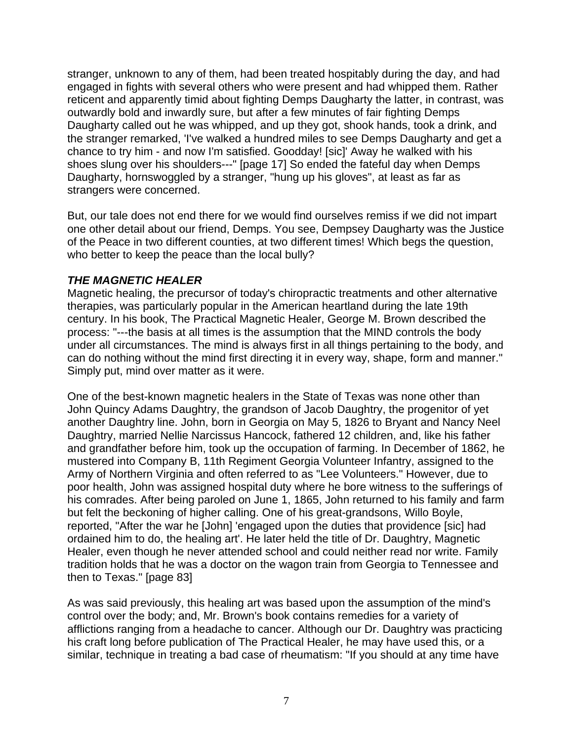stranger, unknown to any of them, had been treated hospitably during the day, and had engaged in fights with several others who were present and had whipped them. Rather reticent and apparently timid about fighting Demps Daugharty the latter, in contrast, was outwardly bold and inwardly sure, but after a few minutes of fair fighting Demps Daugharty called out he was whipped, and up they got, shook hands, took a drink, and the stranger remarked, 'I've walked a hundred miles to see Demps Daugharty and get a chance to try him - and now I'm satisfied. Goodday! [sic]' Away he walked with his shoes slung over his shoulders---" [page 17] So ended the fateful day when Demps Daugharty, hornswoggled by a stranger, "hung up his gloves", at least as far as strangers were concerned.

But, our tale does not end there for we would find ourselves remiss if we did not impart one other detail about our friend, Demps. You see, Dempsey Daugharty was the Justice of the Peace in two different counties, at two different times! Which begs the question, who better to keep the peace than the local bully?

***THE MAGNETIC HEALER***

Magnetic healing, the precursor of today's chiropractic treatments and other alternative therapies, was particularly popular in the American heartland during the late 19th century. In his book, The Practical Magnetic Healer, George M. Brown described the process: "---the basis at all times is the assumption that the MIND controls the body under all circumstances. The mind is always first in all things pertaining to the body, and can do nothing without the mind first directing it in every way, shape, form and manner." Simply put, mind over matter as it were.

One of the best-known magnetic healers in the State of Texas was none other than John Quincy Adams Daughtry, the grandson of Jacob Daughtry, the progenitor of yet another Daughtry line. John, born in Georgia on May 5, 1826 to Bryant and Nancy Neel Daughtry, married Nellie Narcissus Hancock, fathered 12 children, and, like his father and grandfather before him, took up the occupation of farming. In December of 1862, he mustered into Company B, 11th Regiment Georgia Volunteer Infantry, assigned to the Army of Northern Virginia and often referred to as "Lee Volunteers." However, due to poor health, John was assigned hospital duty where he bore witness to the sufferings of his comrades. After being paroled on June 1, 1865, John returned to his family and farm but felt the beckoning of higher calling. One of his great-grandsons, Willo Boyle, reported, "After the war he [John] 'engaged upon the duties that providence [sic] had ordained him to do, the healing art'. He later held the title of Dr. Daughtry, Magnetic Healer, even though he never attended school and could neither read nor write. Family tradition holds that he was a doctor on the wagon train from Georgia to Tennessee and then to Texas." [page 83]

As was said previously, this healing art was based upon the assumption of the mind's control over the body; and, Mr. Brown's book contains remedies for a variety of afflictions ranging from a headache to cancer. Although our Dr. Daughtry was practicing his craft long before publication of The Practical Healer, he may have used this, or a similar, technique in treating a bad case of rheumatism: "If you should at any time have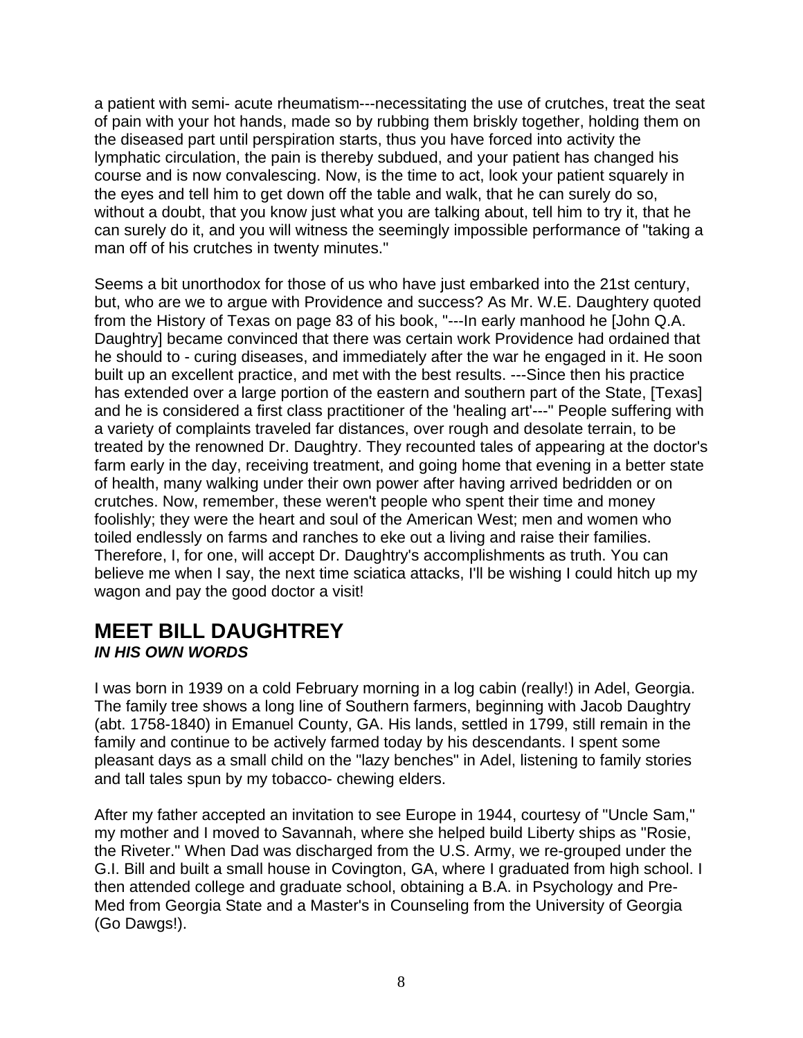a patient with semi- acute rheumatism---necessitating the use of crutches, treat the seat of pain with your hot hands, made so by rubbing them briskly together, holding them on the diseased part until perspiration starts, thus you have forced into activity the lymphatic circulation, the pain is thereby subdued, and your patient has changed his course and is now convalescing. Now, is the time to act, look your patient squarely in the eyes and tell him to get down off the table and walk, that he can surely do so, without a doubt, that you know just what you are talking about, tell him to try it, that he can surely do it, and you will witness the seemingly impossible performance of "taking a man off of his crutches in twenty minutes."

Seems a bit unorthodox for those of us who have just embarked into the 21st century, but, who are we to argue with Providence and success? As Mr. W.E. Daughtery quoted from the History of Texas on page 83 of his book, "---In early manhood he [John Q.A. Daughtry] became convinced that there was certain work Providence had ordained that he should to - curing diseases, and immediately after the war he engaged in it. He soon built up an excellent practice, and met with the best results. ---Since then his practice has extended over a large portion of the eastern and southern part of the State, [Texas] and he is considered a first class practitioner of the 'healing art'---" People suffering with a variety of complaints traveled far distances, over rough and desolate terrain, to be treated by the renowned Dr. Daughtry. They recounted tales of appearing at the doctor's farm early in the day, receiving treatment, and going home that evening in a better state of health, many walking under their own power after having arrived bedridden or on crutches. Now, remember, these weren't people who spent their time and money foolishly; they were the heart and soul of the American West; men and women who toiled endlessly on farms and ranches to eke out a living and raise their families. Therefore, I, for one, will accept Dr. Daughtry's accomplishments as truth. You can believe me when I say, the next time sciatica attacks, I'll be wishing I could hitch up my wagon and pay the good doctor a visit!

## MEET BILL DAUGHTREY
***IN HIS OWN WORDS***

I was born in 1939 on a cold February morning in a log cabin (really!) in Adel, Georgia. The family tree shows a long line of Southern farmers, beginning with Jacob Daughtry (abt. 1758-1840) in Emanuel County, GA. His lands, settled in 1799, still remain in the family and continue to be actively farmed today by his descendants. I spent some pleasant days as a small child on the "lazy benches" in Adel, listening to family stories and tall tales spun by my tobacco- chewing elders.

After my father accepted an invitation to see Europe in 1944, courtesy of "Uncle Sam," my mother and I moved to Savannah, where she helped build Liberty ships as "Rosie, the Riveter." When Dad was discharged from the U.S. Army, we re-grouped under the G.I. Bill and built a small house in Covington, GA, where I graduated from high school. I then attended college and graduate school, obtaining a B.A. in Psychology and Pre-Med from Georgia State and a Master's in Counseling from the University of Georgia (Go Dawgs!).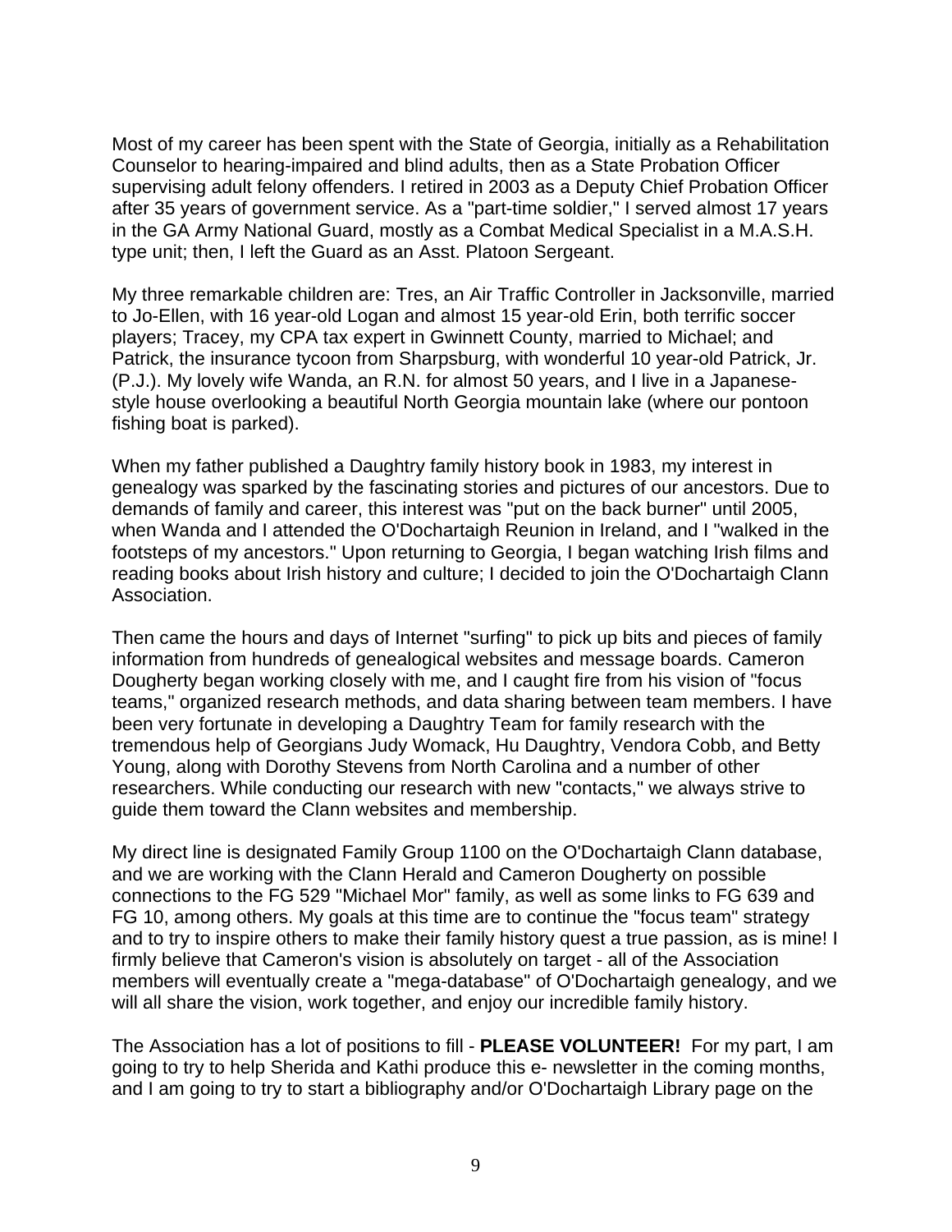Most of my career has been spent with the State of Georgia, initially as a Rehabilitation Counselor to hearing-impaired and blind adults, then as a State Probation Officer supervising adult felony offenders. I retired in 2003 as a Deputy Chief Probation Officer after 35 years of government service. As a "part-time soldier," I served almost 17 years in the GA Army National Guard, mostly as a Combat Medical Specialist in a M.A.S.H. type unit; then, I left the Guard as an Asst. Platoon Sergeant.

My three remarkable children are: Tres, an Air Traffic Controller in Jacksonville, married to Jo-Ellen, with 16 year-old Logan and almost 15 year-old Erin, both terrific soccer players; Tracey, my CPA tax expert in Gwinnett County, married to Michael; and Patrick, the insurance tycoon from Sharpsburg, with wonderful 10 year-old Patrick, Jr. (P.J.). My lovely wife Wanda, an R.N. for almost 50 years, and I live in a Japanese-style house overlooking a beautiful North Georgia mountain lake (where our pontoon fishing boat is parked).

When my father published a Daughtry family history book in 1983, my interest in genealogy was sparked by the fascinating stories and pictures of our ancestors. Due to demands of family and career, this interest was "put on the back burner" until 2005, when Wanda and I attended the O'Dochartaigh Reunion in Ireland, and I "walked in the footsteps of my ancestors." Upon returning to Georgia, I began watching Irish films and reading books about Irish history and culture; I decided to join the O'Dochartaigh Clann Association.

Then came the hours and days of Internet "surfing" to pick up bits and pieces of family information from hundreds of genealogical websites and message boards. Cameron Dougherty began working closely with me, and I caught fire from his vision of "focus teams," organized research methods, and data sharing between team members. I have been very fortunate in developing a Daughtry Team for family research with the tremendous help of Georgians Judy Womack, Hu Daughtry, Vendora Cobb, and Betty Young, along with Dorothy Stevens from North Carolina and a number of other researchers. While conducting our research with new "contacts," we always strive to guide them toward the Clann websites and membership.

My direct line is designated Family Group 1100 on the O'Dochartaigh Clann database, and we are working with the Clann Herald and Cameron Dougherty on possible connections to the FG 529 "Michael Mor" family, as well as some links to FG 639 and FG 10, among others. My goals at this time are to continue the "focus team" strategy and to try to inspire others to make their family history quest a true passion, as is mine! I firmly believe that Cameron's vision is absolutely on target - all of the Association members will eventually create a "mega-database" of O'Dochartaigh genealogy, and we will all share the vision, work together, and enjoy our incredible family history.

The Association has a lot of positions to fill - **PLEASE VOLUNTEER!** For my part, I am going to try to help Sherida and Kathi produce this e- newsletter in the coming months, and I am going to try to start a bibliography and/or O'Dochartaigh Library page on the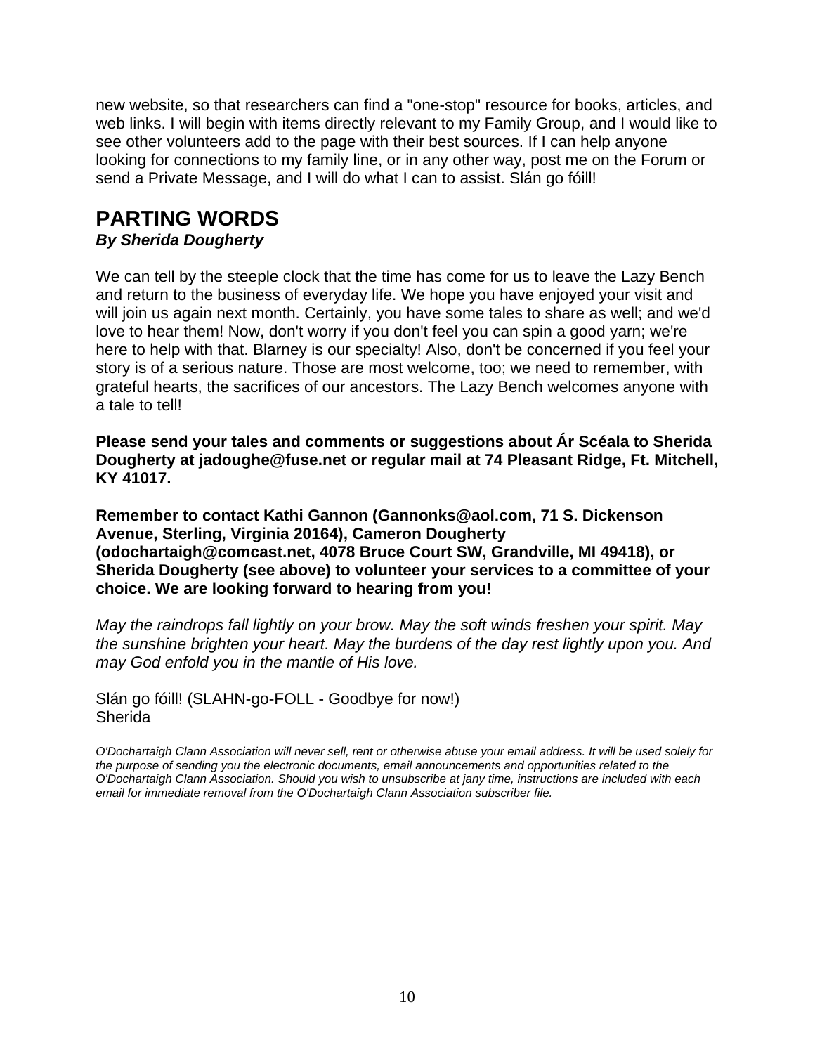new website, so that researchers can find a "one-stop" resource for books, articles, and web links. I will begin with items directly relevant to my Family Group, and I would like to see other volunteers add to the page with their best sources. If I can help anyone looking for connections to my family line, or in any other way, post me on the Forum or send a Private Message, and I will do what I can to assist. Slán go fóill!

## PARTING WORDS

***By Sherida Dougherty***

We can tell by the steeple clock that the time has come for us to leave the Lazy Bench and return to the business of everyday life. We hope you have enjoyed your visit and will join us again next month. Certainly, you have some tales to share as well; and we'd love to hear them! Now, don't worry if you don't feel you can spin a good yarn; we're here to help with that. Blarney is our specialty! Also, don't be concerned if you feel your story is of a serious nature. Those are most welcome, too; we need to remember, with grateful hearts, the sacrifices of our ancestors. The Lazy Bench welcomes anyone with a tale to tell!

**Please send your tales and comments or suggestions about Ár Scéala to Sherida Dougherty at jadoughe@fuse.net or regular mail at 74 Pleasant Ridge, Ft. Mitchell, KY 41017.**

**Remember to contact Kathi Gannon (Gannonks@aol.com, 71 S. Dickenson Avenue, Sterling, Virginia 20164), Cameron Dougherty (odochartaigh@comcast.net, 4078 Bruce Court SW, Grandville, MI 49418), or Sherida Dougherty (see above) to volunteer your services to a committee of your choice. We are looking forward to hearing from you!**

*May the raindrops fall lightly on your brow. May the soft winds freshen your spirit. May the sunshine brighten your heart. May the burdens of the day rest lightly upon you. And may God enfold you in the mantle of His love.*

Slán go fóill! (SLAHN-go-FOLL - Goodbye for now!)
Sherida

*O'Dochartaigh Clann Association will never sell, rent or otherwise abuse your email address. It will be used solely for the purpose of sending you the electronic documents, email announcements and opportunities related to the O'Dochartaigh Clann Association. Should you wish to unsubscribe at jany time, instructions are included with each email for immediate removal from the O'Dochartaigh Clann Association subscriber file.*